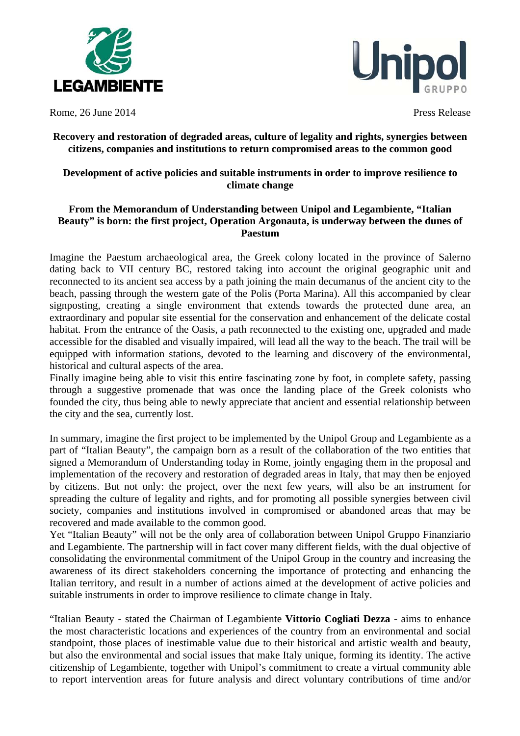LEGAMBIENTE

Unipol GRUPPO

Rome, 26 June 2014 Press Release

**Recovery and restoration of degraded areas, culture of legality and rights, synergies between citizens, companies and institutions to return compromised areas to the common good**

**Development of active policies and suitable instruments in order to improve resilience to climate change**

**From the Memorandum of Understanding between Unipol and Legambiente, "Italian Beauty" is born: the first project, Operation Argonauta, is underway between the dunes of Paestum**

Imagine the Paestum archaeological area, the Greek colony located in the province of Salerno dating back to VII century BC, restored taking into account the original geographic unit and reconnected to its ancient sea access by a path joining the main decumanus of the ancient city to the beach, passing through the western gate of the Polis (Porta Marina). All this accompanied by clear signposting, creating a single environment that extends towards the protected dune area, an extraordinary and popular site essential for the conservation and enhancement of the delicate costal habitat. From the entrance of the Oasis, a path reconnected to the existing one, upgraded and made accessible for the disabled and visually impaired, will lead all the way to the beach. The trail will be equipped with information stations, devoted to the learning and discovery of the environmental, historical and cultural aspects of the area.
Finally imagine being able to visit this entire fascinating zone by foot, in complete safety, passing through a suggestive promenade that was once the landing place of the Greek colonists who founded the city, thus being able to newly appreciate that ancient and essential relationship between the city and the sea, currently lost.

In summary, imagine the first project to be implemented by the Unipol Group and Legambiente as a part of "Italian Beauty", the campaign born as a result of the collaboration of the two entities that signed a Memorandum of Understanding today in Rome, jointly engaging them in the proposal and implementation of the recovery and restoration of degraded areas in Italy, that may then be enjoyed by citizens. But not only: the project, over the next few years, will also be an instrument for spreading the culture of legality and rights, and for promoting all possible synergies between civil society, companies and institutions involved in compromised or abandoned areas that may be recovered and made available to the common good.
Yet "Italian Beauty" will not be the only area of collaboration between Unipol Gruppo Finanziario and Legambiente. The partnership will in fact cover many different fields, with the dual objective of consolidating the environmental commitment of the Unipol Group in the country and increasing the awareness of its direct stakeholders concerning the importance of protecting and enhancing the Italian territory, and result in a number of actions aimed at the development of active policies and suitable instruments in order to improve resilience to climate change in Italy.

"Italian Beauty - stated the Chairman of Legambiente **Vittorio Cogliati Dezza** - aims to enhance the most characteristic locations and experiences of the country from an environmental and social standpoint, those places of inestimable value due to their historical and artistic wealth and beauty, but also the environmental and social issues that make Italy unique, forming its identity. The active citizenship of Legambiente, together with Unipol's commitment to create a virtual community able to report intervention areas for future analysis and direct voluntary contributions of time and/or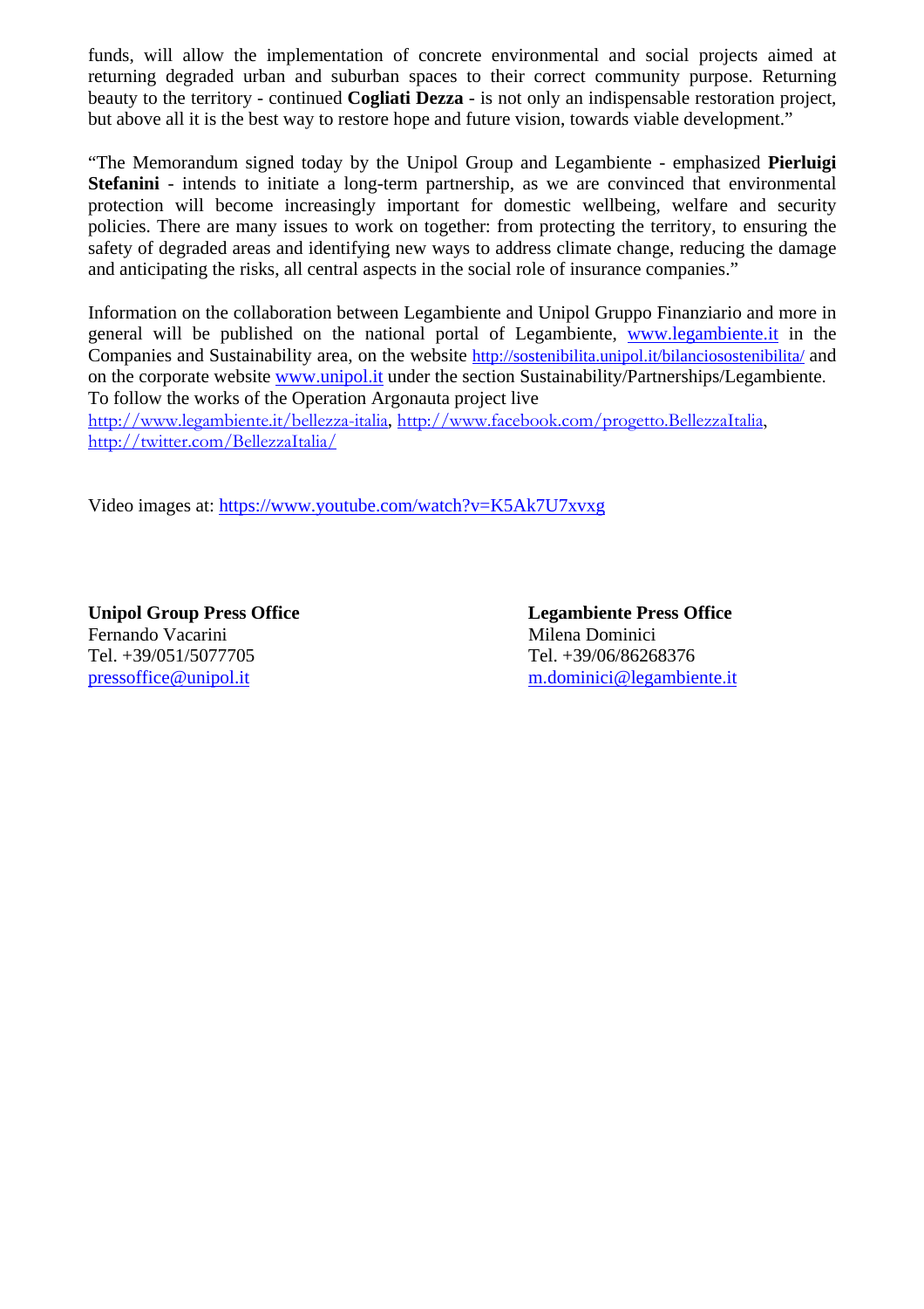funds, will allow the implementation of concrete environmental and social projects aimed at returning degraded urban and suburban spaces to their correct community purpose. Returning beauty to the territory - continued **Cogliati Dezza** - is not only an indispensable restoration project, but above all it is the best way to restore hope and future vision, towards viable development."

"The Memorandum signed today by the Unipol Group and Legambiente - emphasized **Pierluigi Stefanini** - intends to initiate a long-term partnership, as we are convinced that environmental protection will become increasingly important for domestic wellbeing, welfare and security policies. There are many issues to work on together: from protecting the territory, to ensuring the safety of degraded areas and identifying new ways to address climate change, reducing the damage and anticipating the risks, all central aspects in the social role of insurance companies."

Information on the collaboration between Legambiente and Unipol Gruppo Finanziario and more in general will be published on the national portal of Legambiente, www.legambiente.it in the Companies and Sustainability area, on the website http://sostenibilita.unipol.it/bilanciosostenibilita/ and on the corporate website www.unipol.it under the section Sustainability/Partnerships/Legambiente.
To follow the works of the Operation Argonauta project live
http://www.legambiente.it/bellezza-italia, http://www.facebook.com/progetto.BellezzaItalia, http://twitter.com/BellezzaItalia/

Video images at: https://www.youtube.com/watch?v=K5Ak7U7xvxg

**Unipol Group Press Office**
Fernando Vacarini
Tel. +39/051/5077705
pressoffice@unipol.it

**Legambiente Press Office**
Milena Dominici
Tel. +39/06/86268376
m.dominici@legambiente.it